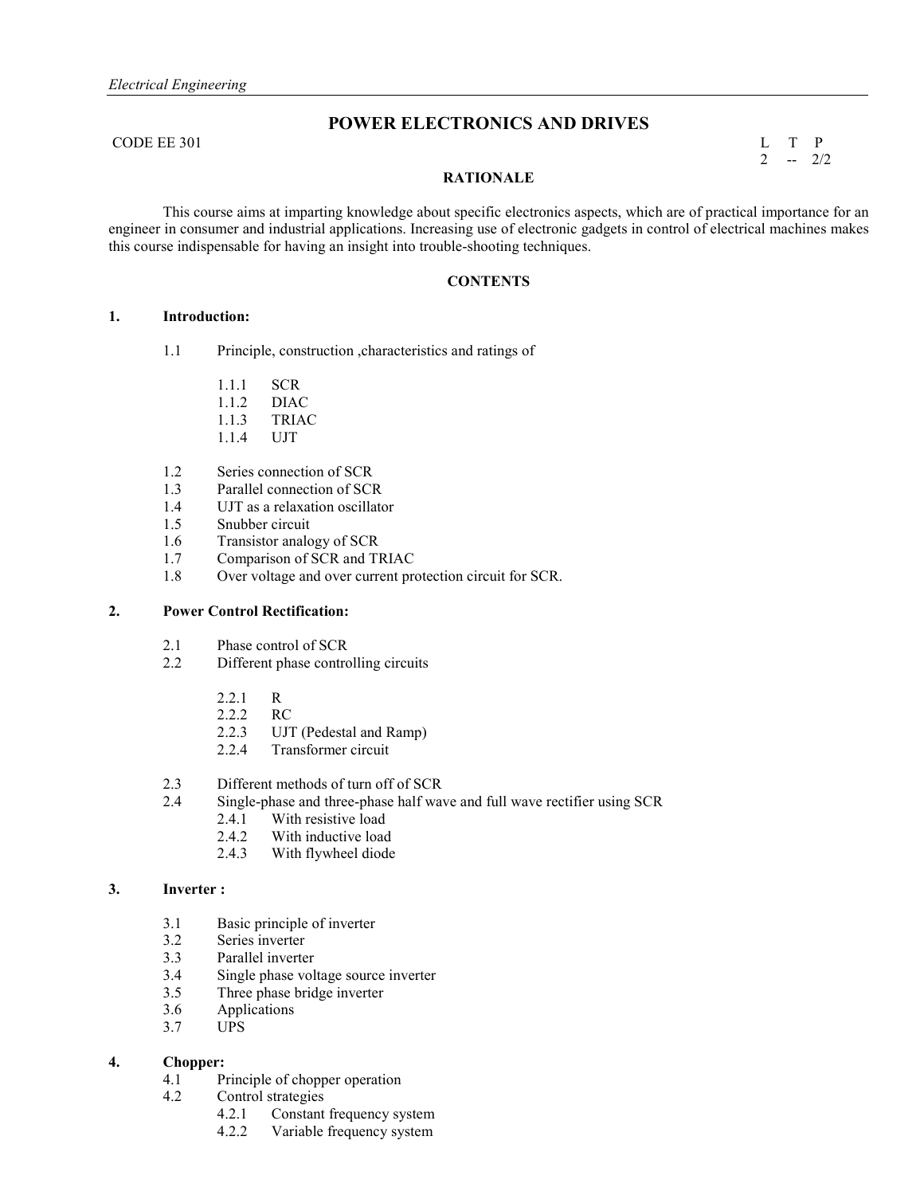*Electrical Engineering*

# POWER ELECTRONICS AND DRIVES

CODE EE 301

| L | T | P |
|---|---|---|
| 2 | -- | 2/2 |

## RATIONALE

This course aims at imparting knowledge about specific electronics aspects, which are of practical importance for an engineer in consumer and industrial applications. Increasing use of electronic gadgets in control of electrical machines makes this course indispensable for having an insight into trouble-shooting techniques.

## CONTENTS

### 1. Introduction:

- 1.1 Principle, construction ,characteristics and ratings of
  - 1.1.1 SCR
  - 1.1.2 DIAC
  - 1.1.3 TRIAC
  - 1.1.4 UJT
- 1.2 Series connection of SCR
- 1.3 Parallel connection of SCR
- 1.4 UJT as a relaxation oscillator
- 1.5 Snubber circuit
- 1.6 Transistor analogy of SCR
- 1.7 Comparison of SCR and TRIAC
- 1.8 Over voltage and over current protection circuit for SCR.

### 2. Power Control Rectification:

- 2.1 Phase control of SCR
- 2.2 Different phase controlling circuits
  - 2.2.1 R
  - 2.2.2 RC
  - 2.2.3 UJT (Pedestal and Ramp)
  - 2.2.4 Transformer circuit
- 2.3 Different methods of turn off of SCR
- 2.4 Single-phase and three-phase half wave and full wave rectifier using SCR
  - 2.4.1 With resistive load
  - 2.4.2 With inductive load
  - 2.4.3 With flywheel diode

### 3. Inverter :

- 3.1 Basic principle of inverter
- 3.2 Series inverter
- 3.3 Parallel inverter
- 3.4 Single phase voltage source inverter
- 3.5 Three phase bridge inverter
- 3.6 Applications
- 3.7 UPS

### 4. Chopper:

- 4.1 Principle of chopper operation
- 4.2 Control strategies
  - 4.2.1 Constant frequency system
  - 4.2.2 Variable frequency system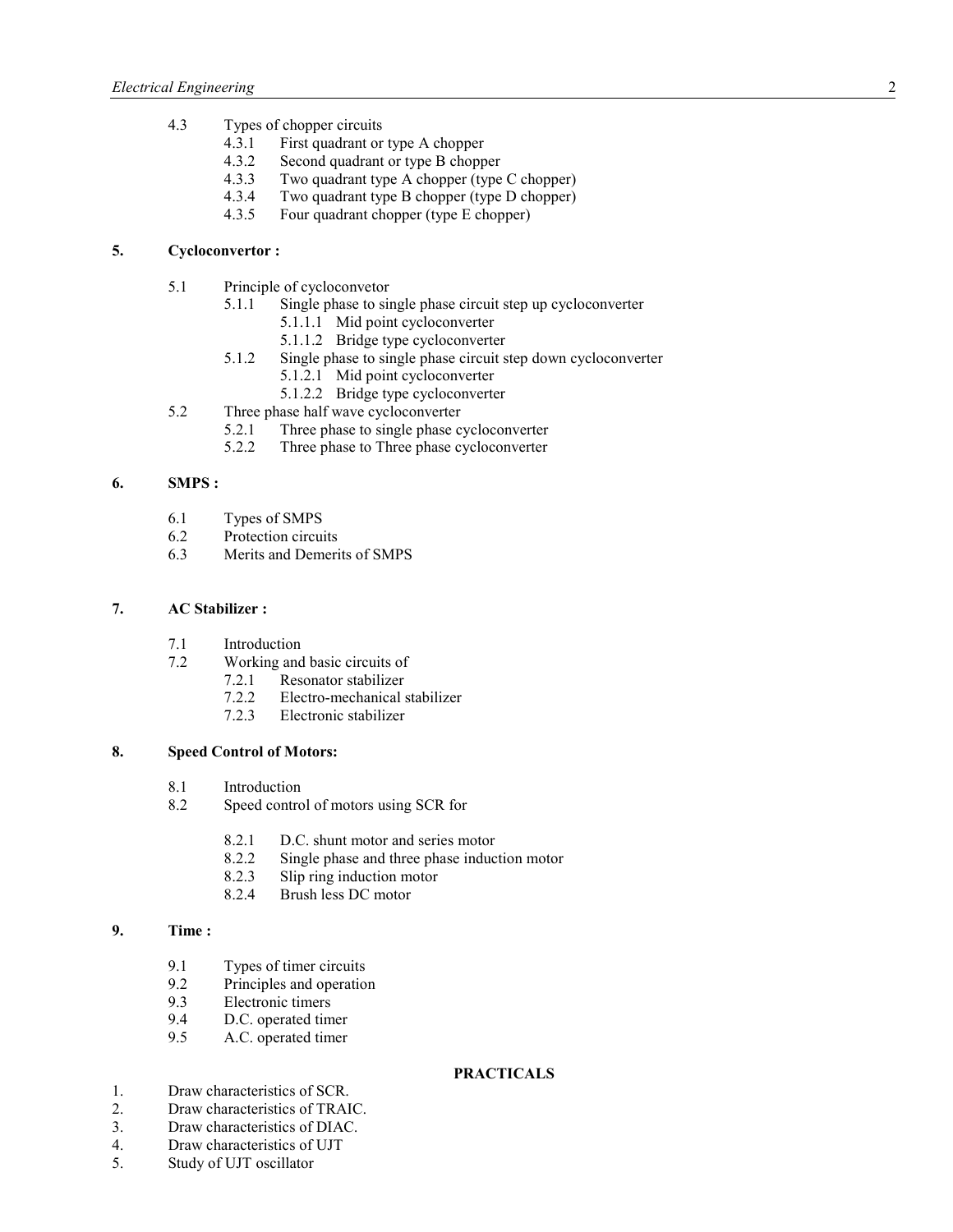- 4.3 Types of chopper circuits
  - 4.3.1 First quadrant or type A chopper
  - 4.3.2 Second quadrant or type B chopper
  - 4.3.3 Two quadrant type A chopper (type C chopper)
  - 4.3.4 Two quadrant type B chopper (type D chopper)
  - 4.3.5 Four quadrant chopper (type E chopper)

**5. Cycloconvertor :**

- 5.1 Principle of cycloconvetor
  - 5.1.1 Single phase to single phase circuit step up cycloconverter
    - 5.1.1.1 Mid point cycloconverter
    - 5.1.1.2 Bridge type cycloconverter
  - 5.1.2 Single phase to single phase circuit step down cycloconverter
    - 5.1.2.1 Mid point cycloconverter
    - 5.1.2.2 Bridge type cycloconverter
- 5.2 Three phase half wave cycloconverter
  - 5.2.1 Three phase to single phase cycloconverter
  - 5.2.2 Three phase to Three phase cycloconverter

**6. SMPS :**

- 6.1 Types of SMPS
- 6.2 Protection circuits
- 6.3 Merits and Demerits of SMPS

**7. AC Stabilizer :**

- 7.1 Introduction
- 7.2 Working and basic circuits of
  - 7.2.1 Resonator stabilizer
  - 7.2.2 Electro-mechanical stabilizer
  - 7.2.3 Electronic stabilizer

**8. Speed Control of Motors:**

- 8.1 Introduction
- 8.2 Speed control of motors using SCR for
  - 8.2.1 D.C. shunt motor and series motor
  - 8.2.2 Single phase and three phase induction motor
  - 8.2.3 Slip ring induction motor
  - 8.2.4 Brush less DC motor

**9. Time :**

- 9.1 Types of timer circuits
- 9.2 Principles and operation
- 9.3 Electronic timers
- 9.4 D.C. operated timer
- 9.5 A.C. operated timer

**PRACTICALS**

1. Draw characteristics of SCR.
2. Draw characteristics of TRAIC.
3. Draw characteristics of DIAC.
4. Draw characteristics of UJT
5. Study of UJT oscillator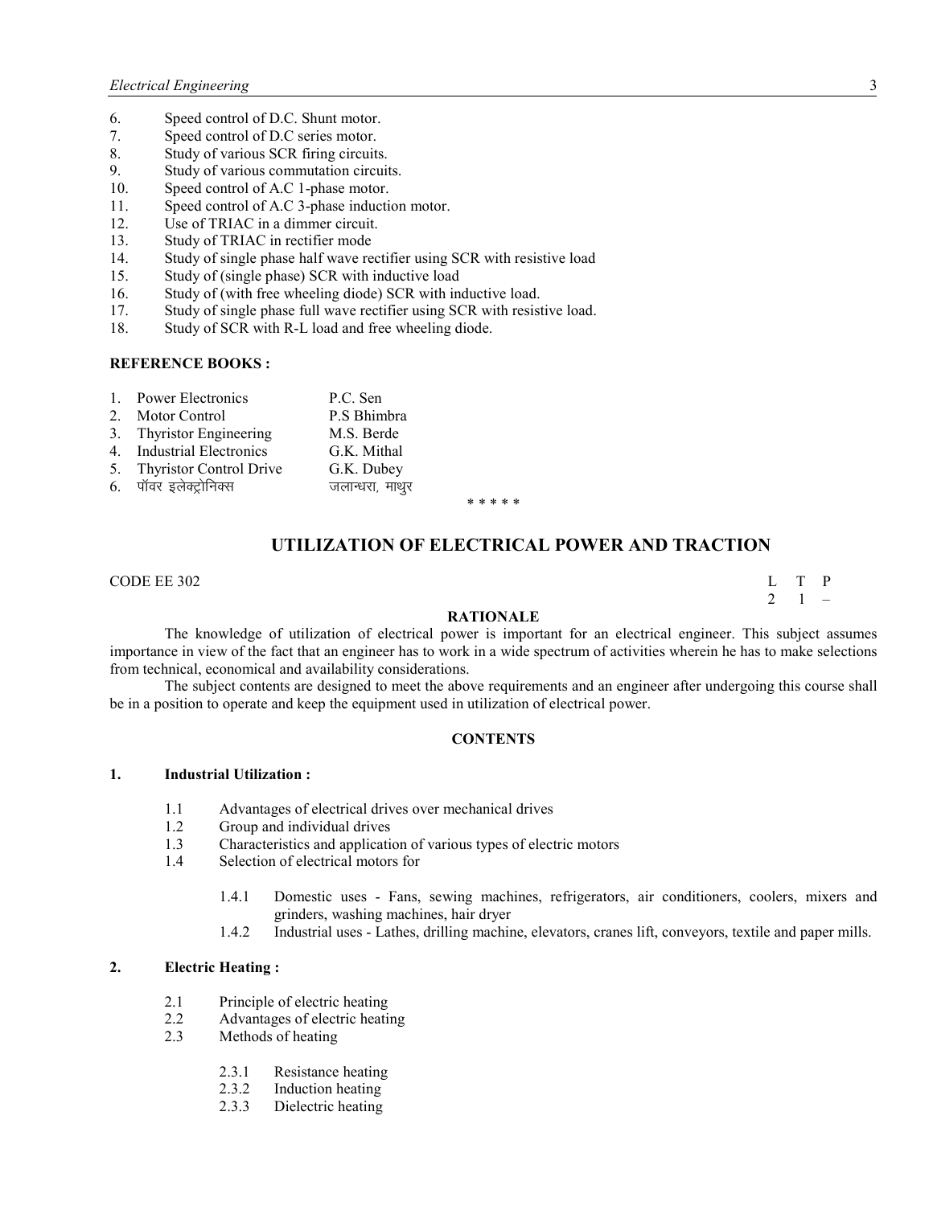6. Speed control of D.C. Shunt motor.
7. Speed control of D.C series motor.
8. Study of various SCR firing circuits.
9. Study of various commutation circuits.
10. Speed control of A.C 1-phase motor.
11. Speed control of A.C 3-phase induction motor.
12. Use of TRIAC in a dimmer circuit.
13. Study of TRIAC in rectifier mode
14. Study of single phase half wave rectifier using SCR with resistive load
15. Study of (single phase) SCR with inductive load
16. Study of (with free wheeling diode) SCR with inductive load.
17. Study of single phase full wave rectifier using SCR with resistive load.
18. Study of SCR with R-L load and free wheeling diode.

**REFERENCE BOOKS :**

1. Power Electronics — P.C. Sen
2. Motor Control — P.S Bhimbra
3. Thyristor Engineering — M.S. Berde
4. Industrial Electronics — G.K. Mithal
5. Thyristor Control Drive — G.K. Dubey
6. पॉवर इलेक्ट्रोनिक्स — जलान्धरा, माथुर

\* \* \* \* \*

## UTILIZATION OF ELECTRICAL POWER AND TRACTION

CODE EE 302

| L | T | P |
|---|---|---|
| 2 | 1 | – |

### RATIONALE

The knowledge of utilization of electrical power is important for an electrical engineer. This subject assumes importance in view of the fact that an engineer has to work in a wide spectrum of activities wherein he has to make selections from technical, economical and availability considerations.

The subject contents are designed to meet the above requirements and an engineer after undergoing this course shall be in a position to operate and keep the equipment used in utilization of electrical power.

### CONTENTS

**1. Industrial Utilization :**

- 1.1 Advantages of electrical drives over mechanical drives
- 1.2 Group and individual drives
- 1.3 Characteristics and application of various types of electric motors
- 1.4 Selection of electrical motors for
  - 1.4.1 Domestic uses - Fans, sewing machines, refrigerators, air conditioners, coolers, mixers and grinders, washing machines, hair dryer
  - 1.4.2 Industrial uses - Lathes, drilling machine, elevators, cranes lift, conveyors, textile and paper mills.

**2. Electric Heating :**

- 2.1 Principle of electric heating
- 2.2 Advantages of electric heating
- 2.3 Methods of heating
  - 2.3.1 Resistance heating
  - 2.3.2 Induction heating
  - 2.3.3 Dielectric heating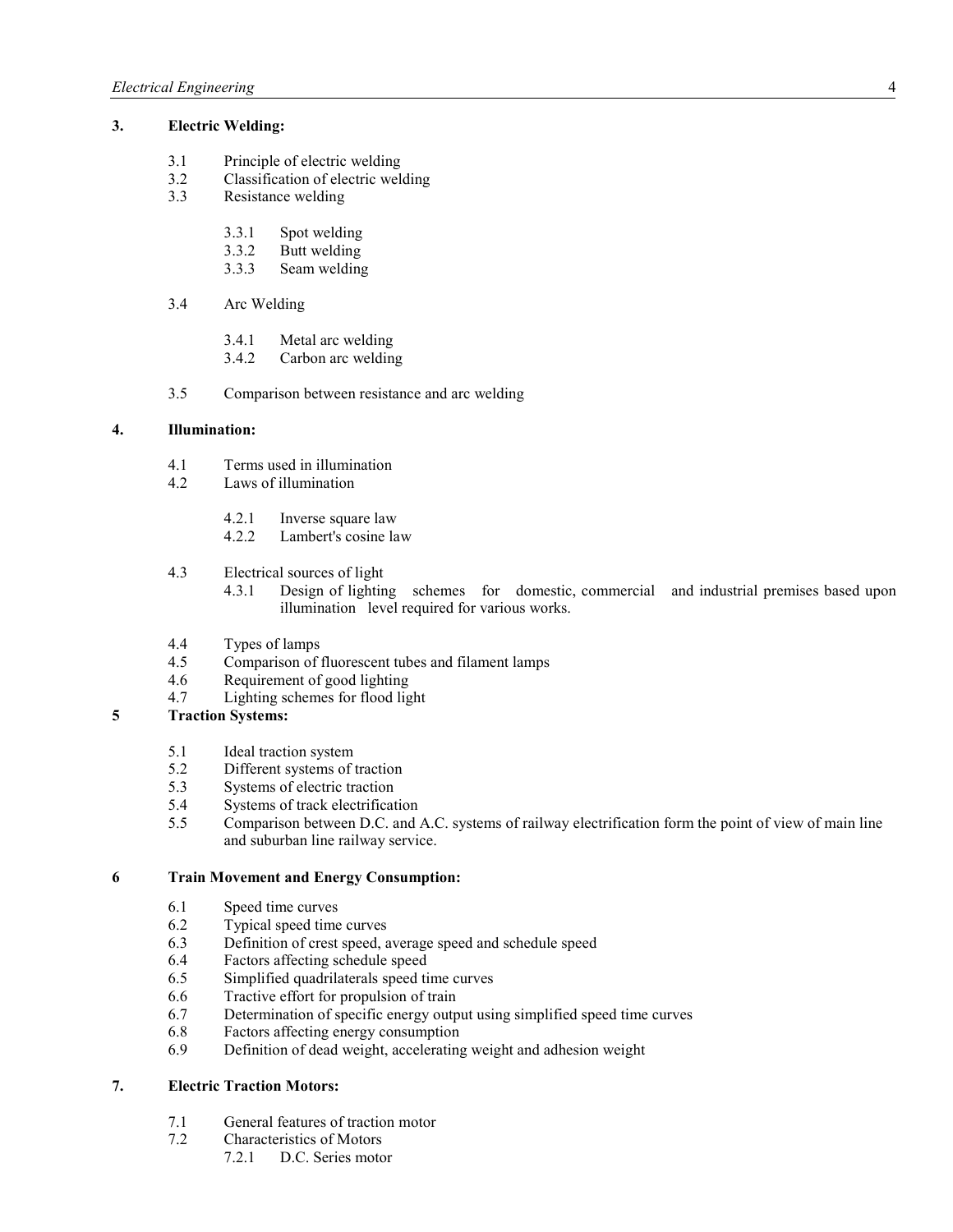## 3. Electric Welding:

- 3.1 Principle of electric welding
- 3.2 Classification of electric welding
- 3.3 Resistance welding
  - 3.3.1 Spot welding
  - 3.3.2 Butt welding
  - 3.3.3 Seam welding
- 3.4 Arc Welding
  - 3.4.1 Metal arc welding
  - 3.4.2 Carbon arc welding
- 3.5 Comparison between resistance and arc welding

## 4. Illumination:

- 4.1 Terms used in illumination
- 4.2 Laws of illumination
  - 4.2.1 Inverse square law
  - 4.2.2 Lambert's cosine law
- 4.3 Electrical sources of light
  - 4.3.1 Design of lighting schemes for domestic, commercial and industrial premises based upon illumination level required for various works.
- 4.4 Types of lamps
- 4.5 Comparison of fluorescent tubes and filament lamps
- 4.6 Requirement of good lighting
- 4.7 Lighting schemes for flood light

## 5 Traction Systems:

- 5.1 Ideal traction system
- 5.2 Different systems of traction
- 5.3 Systems of electric traction
- 5.4 Systems of track electrification
- 5.5 Comparison between D.C. and A.C. systems of railway electrification form the point of view of main line and suburban line railway service.

## 6 Train Movement and Energy Consumption:

- 6.1 Speed time curves
- 6.2 Typical speed time curves
- 6.3 Definition of crest speed, average speed and schedule speed
- 6.4 Factors affecting schedule speed
- 6.5 Simplified quadrilaterals speed time curves
- 6.6 Tractive effort for propulsion of train
- 6.7 Determination of specific energy output using simplified speed time curves
- 6.8 Factors affecting energy consumption
- 6.9 Definition of dead weight, accelerating weight and adhesion weight

## 7. Electric Traction Motors:

- 7.1 General features of traction motor
- 7.2 Characteristics of Motors
  - 7.2.1 D.C. Series motor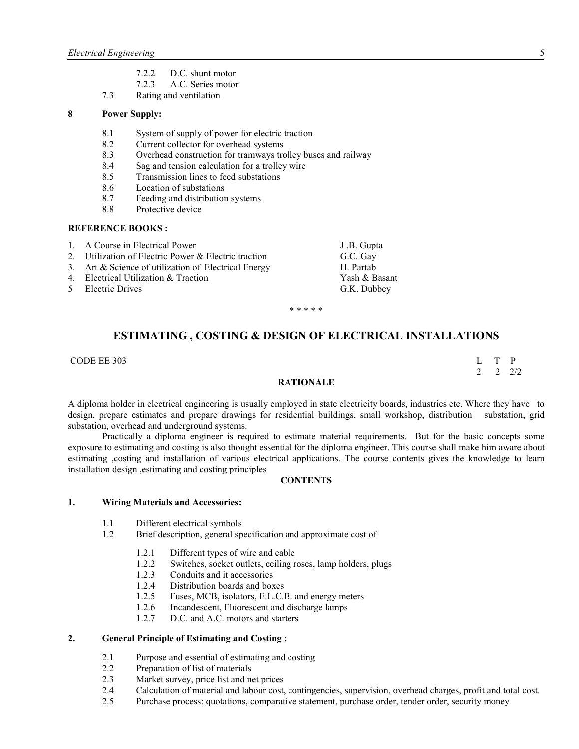- 7.2.2 D.C. shunt motor
- 7.2.3 A.C. Series motor

7.3 Rating and ventilation

**8 Power Supply:**

- 8.1 System of supply of power for electric traction
- 8.2 Current collector for overhead systems
- 8.3 Overhead construction for tramways trolley buses and railway
- 8.4 Sag and tension calculation for a trolley wire
- 8.5 Transmission lines to feed substations
- 8.6 Location of substations
- 8.7 Feeding and distribution systems
- 8.8 Protective device

**REFERENCE BOOKS :**

| | | |
|---|---|---|
| 1. | A Course in Electrical Power | J .B. Gupta |
| 2. | Utilization of Electric Power & Electric traction | G.C. Gay |
| 3. | Art & Science of utilization of Electrical Energy | H. Partab |
| 4. | Electrical Utilization & Traction | Yash & Basant |
| 5 | Electric Drives | G.K. Dubbey |

* * * * *

## ESTIMATING , COSTING & DESIGN OF ELECTRICAL INSTALLATIONS

CODE EE 303

| L | T | P |
|---|---|---|
| 2 | 2 | 2/2 |

**RATIONALE**

A diploma holder in electrical engineering is usually employed in state electricity boards, industries etc. Where they have to design, prepare estimates and prepare drawings for residential buildings, small workshop, distribution substation, grid substation, overhead and underground systems.

Practically a diploma engineer is required to estimate material requirements. But for the basic concepts some exposure to estimating and costing is also thought essential for the diploma engineer. This course shall make him aware about estimating ,costing and installation of various electrical applications. The course contents gives the knowledge to learn installation design ,estimating and costing principles

**CONTENTS**

**1. Wiring Materials and Accessories:**

- 1.1 Different electrical symbols
- 1.2 Brief description, general specification and approximate cost of
  - 1.2.1 Different types of wire and cable
  - 1.2.2 Switches, socket outlets, ceiling roses, lamp holders, plugs
  - 1.2.3 Conduits and it accessories
  - 1.2.4 Distribution boards and boxes
  - 1.2.5 Fuses, MCB, isolators, E.L.C.B. and energy meters
  - 1.2.6 Incandescent, Fluorescent and discharge lamps
  - 1.2.7 D.C. and A.C. motors and starters

**2. General Principle of Estimating and Costing :**

- 2.1 Purpose and essential of estimating and costing
- 2.2 Preparation of list of materials
- 2.3 Market survey, price list and net prices
- 2.4 Calculation of material and labour cost, contingencies, supervision, overhead charges, profit and total cost.
- 2.5 Purchase process: quotations, comparative statement, purchase order, tender order, security money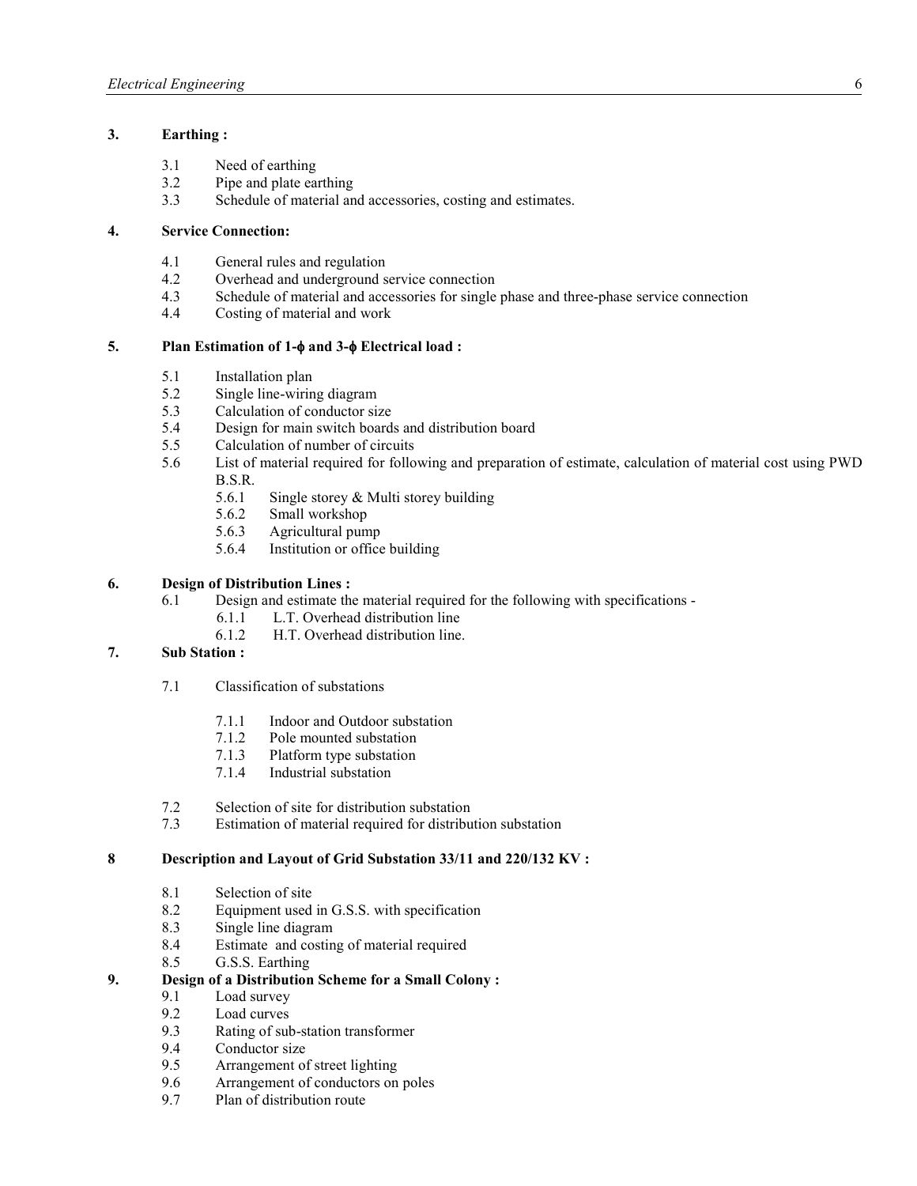**3. Earthing :**

- 3.1 Need of earthing
- 3.2 Pipe and plate earthing
- 3.3 Schedule of material and accessories, costing and estimates.

**4. Service Connection:**

- 4.1 General rules and regulation
- 4.2 Overhead and underground service connection
- 4.3 Schedule of material and accessories for single phase and three-phase service connection
- 4.4 Costing of material and work

**5. Plan Estimation of 1-ϕ and 3-ϕ Electrical load :**

- 5.1 Installation plan
- 5.2 Single line-wiring diagram
- 5.3 Calculation of conductor size
- 5.4 Design for main switch boards and distribution board
- 5.5 Calculation of number of circuits
- 5.6 List of material required for following and preparation of estimate, calculation of material cost using PWD B.S.R.
  - 5.6.1 Single storey & Multi storey building
  - 5.6.2 Small workshop
  - 5.6.3 Agricultural pump
  - 5.6.4 Institution or office building

**6. Design of Distribution Lines :**

- 6.1 Design and estimate the material required for the following with specifications -
  - 6.1.1 L.T. Overhead distribution line
  - 6.1.2 H.T. Overhead distribution line.

**7. Sub Station :**

- 7.1 Classification of substations
  - 7.1.1 Indoor and Outdoor substation
  - 7.1.2 Pole mounted substation
  - 7.1.3 Platform type substation
  - 7.1.4 Industrial substation
- 7.2 Selection of site for distribution substation
- 7.3 Estimation of material required for distribution substation

**8 Description and Layout of Grid Substation 33/11 and 220/132 KV :**

- 8.1 Selection of site
- 8.2 Equipment used in G.S.S. with specification
- 8.3 Single line diagram
- 8.4 Estimate and costing of material required
- 8.5 G.S.S. Earthing

**9. Design of a Distribution Scheme for a Small Colony :**

- 9.1 Load survey
- 9.2 Load curves
- 9.3 Rating of sub-station transformer
- 9.4 Conductor size
- 9.5 Arrangement of street lighting
- 9.6 Arrangement of conductors on poles
- 9.7 Plan of distribution route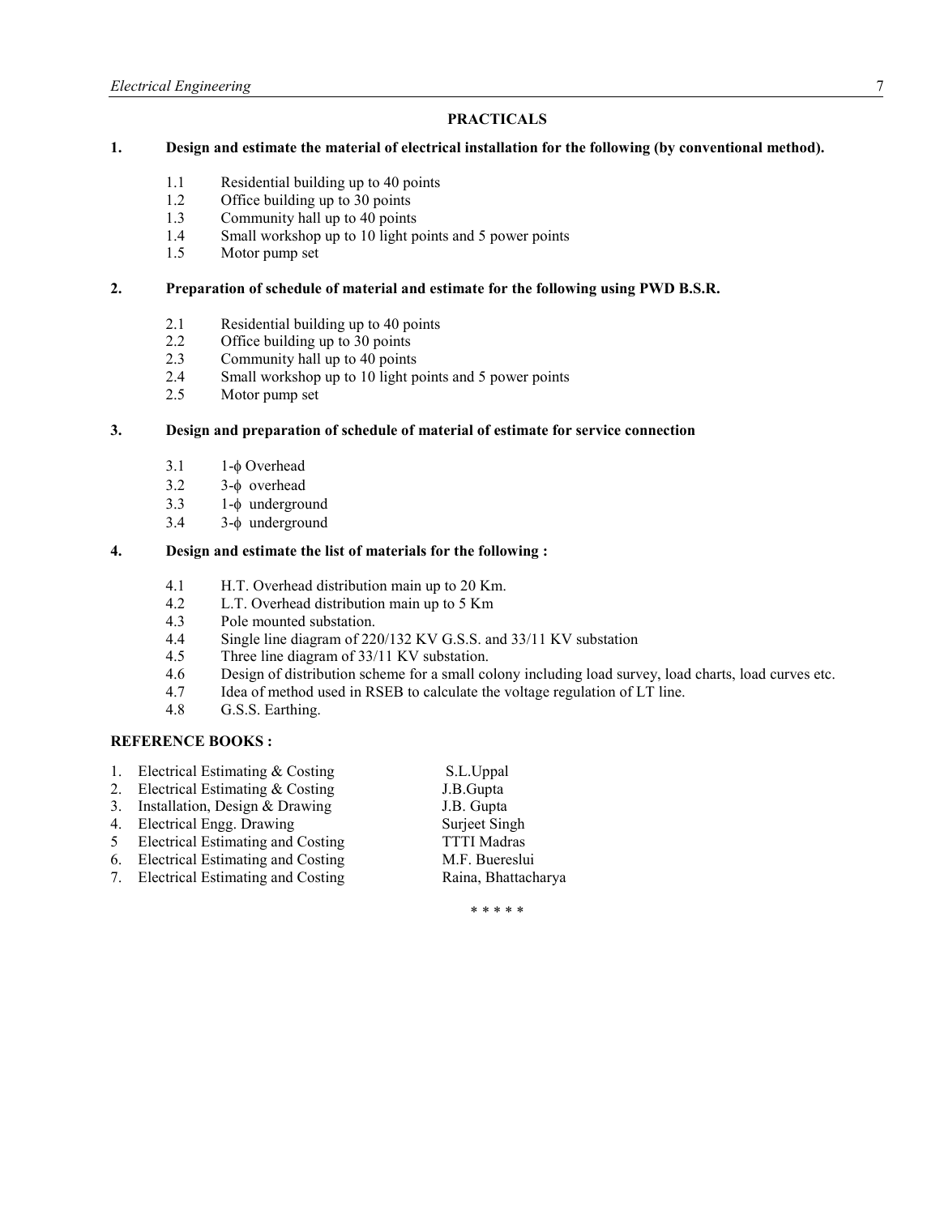## PRACTICALS

**1. Design and estimate the material of electrical installation for the following (by conventional method).**

- 1.1 Residential building up to 40 points
- 1.2 Office building up to 30 points
- 1.3 Community hall up to 40 points
- 1.4 Small workshop up to 10 light points and 5 power points
- 1.5 Motor pump set

**2. Preparation of schedule of material and estimate for the following using PWD B.S.R.**

- 2.1 Residential building up to 40 points
- 2.2 Office building up to 30 points
- 2.3 Community hall up to 40 points
- 2.4 Small workshop up to 10 light points and 5 power points
- 2.5 Motor pump set

**3. Design and preparation of schedule of material of estimate for service connection**

- 3.1 1-ϕ Overhead
- 3.2 3-ϕ overhead
- 3.3 1-ϕ underground
- 3.4 3-ϕ underground

**4. Design and estimate the list of materials for the following :**

- 4.1 H.T. Overhead distribution main up to 20 Km.
- 4.2 L.T. Overhead distribution main up to 5 Km
- 4.3 Pole mounted substation.
- 4.4 Single line diagram of 220/132 KV G.S.S. and 33/11 KV substation
- 4.5 Three line diagram of 33/11 KV substation.
- 4.6 Design of distribution scheme for a small colony including load survey, load charts, load curves etc.
- 4.7 Idea of method used in RSEB to calculate the voltage regulation of LT line.
- 4.8 G.S.S. Earthing.

**REFERENCE BOOKS :**

| | Title | Author |
|---|---|---|
| 1. | Electrical Estimating & Costing | S.L.Uppal |
| 2. | Electrical Estimating & Costing | J.B.Gupta |
| 3. | Installation, Design & Drawing | J.B. Gupta |
| 4. | Electrical Engg. Drawing | Surjeet Singh |
| 5 | Electrical Estimating and Costing | TTTI Madras |
| 6. | Electrical Estimating and Costing | M.F. Buereslui |
| 7. | Electrical Estimating and Costing | Raina, Bhattacharya |

\* \* \* \* \*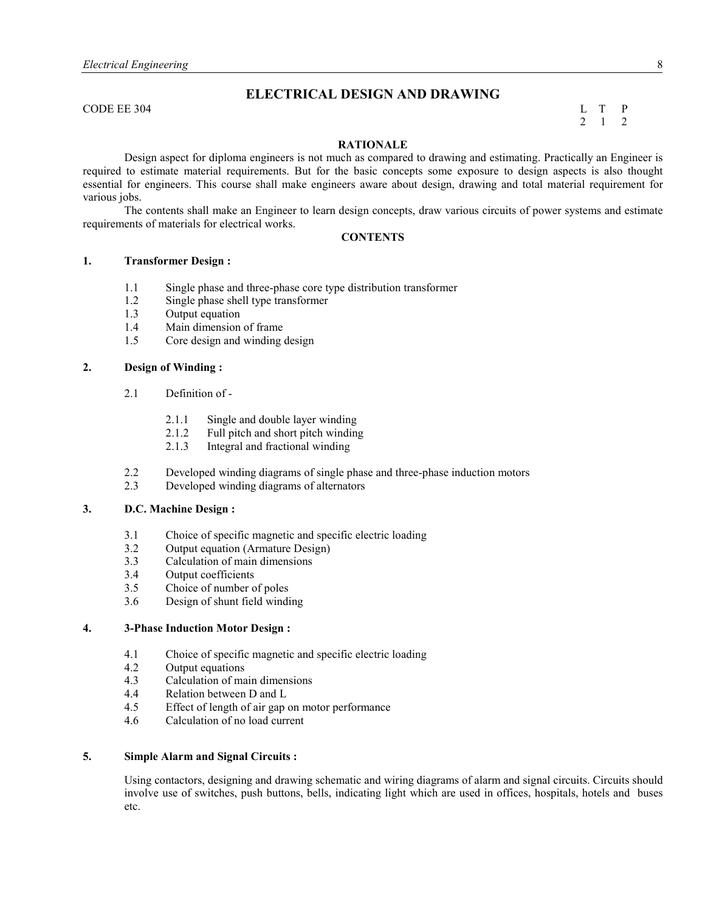# ELECTRICAL DESIGN AND DRAWING

CODE EE 304

| L | T | P |
|---|---|---|
| 2 | 1 | 2 |

## RATIONALE

Design aspect for diploma engineers is not much as compared to drawing and estimating. Practically an Engineer is required to estimate material requirements. But for the basic concepts some exposure to design aspects is also thought essential for engineers. This course shall make engineers aware about design, drawing and total material requirement for various jobs.

The contents shall make an Engineer to learn design concepts, draw various circuits of power systems and estimate requirements of materials for electrical works.

## CONTENTS

### 1. Transformer Design :

- 1.1 Single phase and three-phase core type distribution transformer
- 1.2 Single phase shell type transformer
- 1.3 Output equation
- 1.4 Main dimension of frame
- 1.5 Core design and winding design

### 2. Design of Winding :

- 2.1 Definition of -
  - 2.1.1 Single and double layer winding
  - 2.1.2 Full pitch and short pitch winding
  - 2.1.3 Integral and fractional winding
- 2.2 Developed winding diagrams of single phase and three-phase induction motors
- 2.3 Developed winding diagrams of alternators

### 3. D.C. Machine Design :

- 3.1 Choice of specific magnetic and specific electric loading
- 3.2 Output equation (Armature Design)
- 3.3 Calculation of main dimensions
- 3.4 Output coefficients
- 3.5 Choice of number of poles
- 3.6 Design of shunt field winding

### 4. 3-Phase Induction Motor Design :

- 4.1 Choice of specific magnetic and specific electric loading
- 4.2 Output equations
- 4.3 Calculation of main dimensions
- 4.4 Relation between D and L
- 4.5 Effect of length of air gap on motor performance
- 4.6 Calculation of no load current

### 5. Simple Alarm and Signal Circuits :

Using contactors, designing and drawing schematic and wiring diagrams of alarm and signal circuits. Circuits should involve use of switches, push buttons, bells, indicating light which are used in offices, hospitals, hotels and buses etc.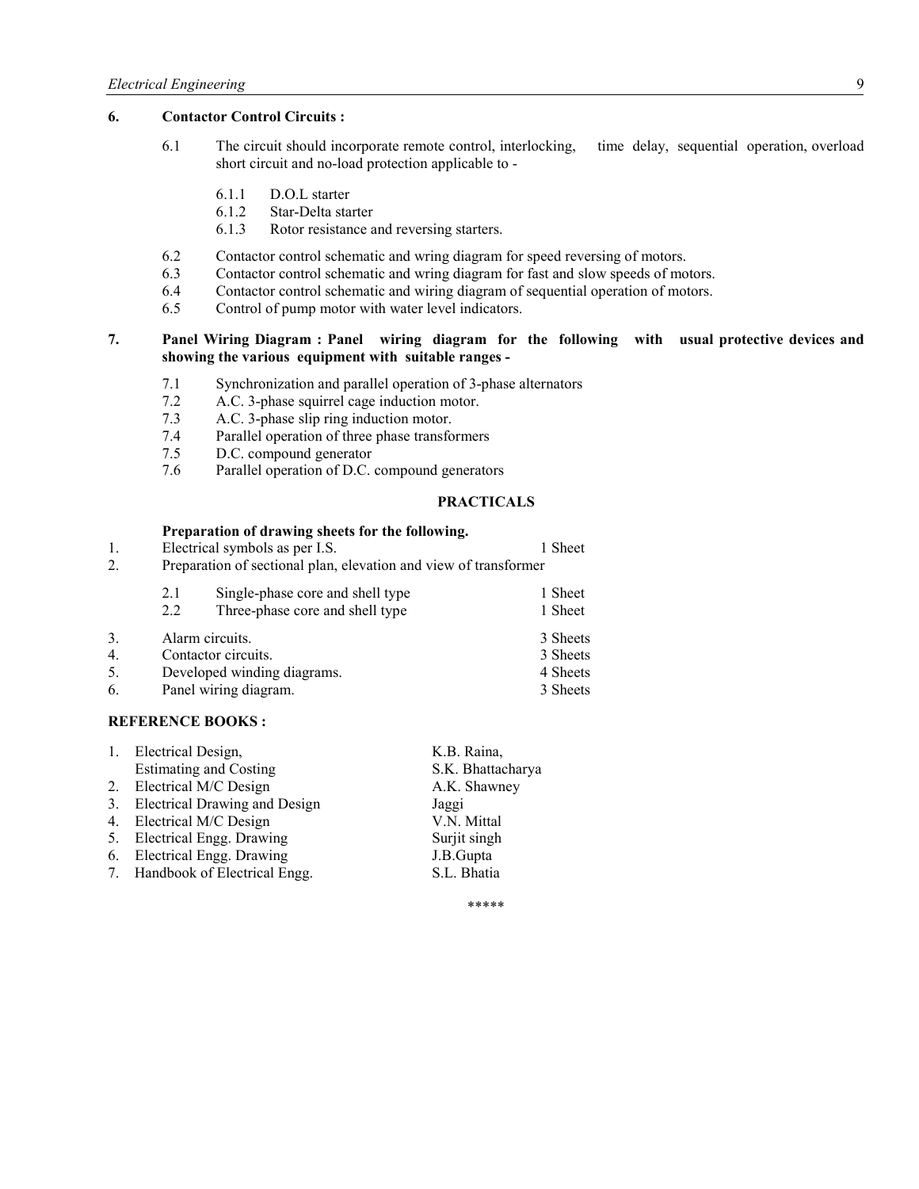## 6. Contactor Control Circuits :

6.1 The circuit should incorporate remote control, interlocking, time delay, sequential operation, overload short circuit and no-load protection applicable to -

- 6.1.1 D.O.L starter
- 6.1.2 Star-Delta starter
- 6.1.3 Rotor resistance and reversing starters.

6.2 Contactor control schematic and wring diagram for speed reversing of motors.

6.3 Contactor control schematic and wiring diagram for fast and slow speeds of motors.

6.4 Contactor control schematic and wiring diagram of sequential operation of motors.

6.5 Control of pump motor with water level indicators.

## 7. Panel Wiring Diagram : Panel wiring diagram for the following with usual protective devices and showing the various equipment with suitable ranges -

7.1 Synchronization and parallel operation of 3-phase alternators

7.2 A.C. 3-phase squirrel cage induction motor.

7.3 A.C. 3-phase slip ring induction motor.

7.4 Parallel operation of three phase transformers

7.5 D.C. compound generator

7.6 Parallel operation of D.C. compound generators

## PRACTICALS

**Preparation of drawing sheets for the following.**

| | | |
|---|---|---|
| 1. | Electrical symbols as per I.S. | 1 Sheet |
| 2. | Preparation of sectional plan, elevation and view of transformer | |
| | 2.1 Single-phase core and shell type | 1 Sheet |
| | 2.2 Three-phase core and shell type | 1 Sheet |
| 3. | Alarm circuits. | 3 Sheets |
| 4. | Contactor circuits. | 3 Sheets |
| 5. | Developed winding diagrams. | 4 Sheets |
| 6. | Panel wiring diagram. | 3 Sheets |

## REFERENCE BOOKS :

| | | |
|---|---|---|
| 1. | Electrical Design, Estimating and Costing | K.B. Raina, S.K. Bhattacharya |
| 2. | Electrical M/C Design | A.K. Shawney |
| 3. | Electrical Drawing and Design | Jaggi |
| 4. | Electrical M/C Design | V.N. Mittal |
| 5. | Electrical Engg. Drawing | Surjit singh |
| 6. | Electrical Engg. Drawing | J.B.Gupta |
| 7. | Handbook of Electrical Engg. | S.L. Bhatia |

*****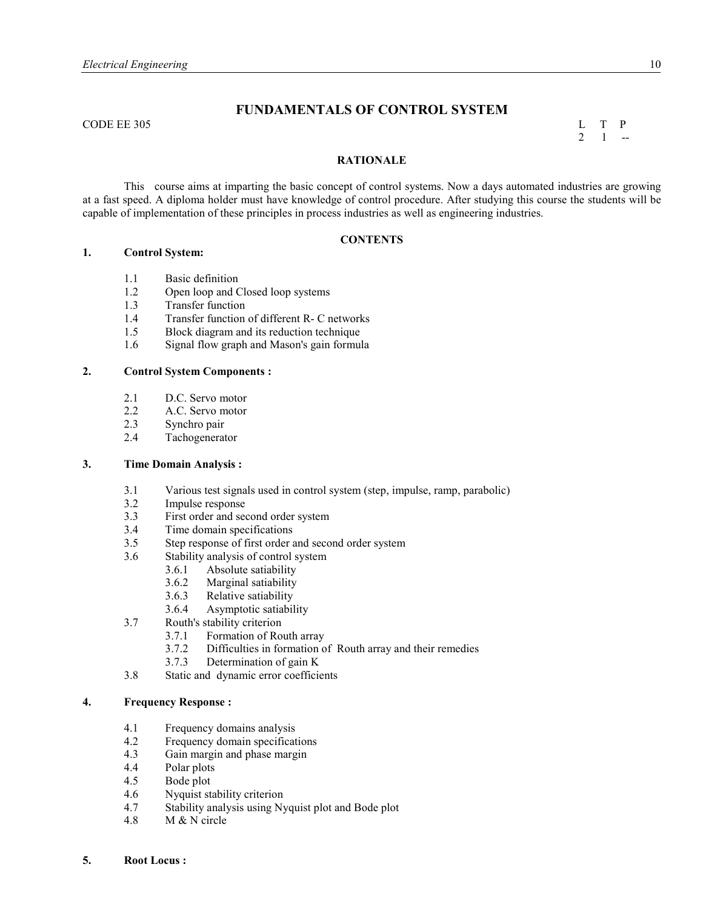# FUNDAMENTALS OF CONTROL SYSTEM

CODE EE 305

| L | T | P |
|---|---|---|
| 2 | 1 | -- |

## RATIONALE

This course aims at imparting the basic concept of control systems. Now a days automated industries are growing at a fast speed. A diploma holder must have knowledge of control procedure. After studying this course the students will be capable of implementation of these principles in process industries as well as engineering industries.

## CONTENTS

**1. Control System:**

- 1.1 Basic definition
- 1.2 Open loop and Closed loop systems
- 1.3 Transfer function
- 1.4 Transfer function of different R- C networks
- 1.5 Block diagram and its reduction technique
- 1.6 Signal flow graph and Mason's gain formula

**2. Control System Components :**

- 2.1 D.C. Servo motor
- 2.2 A.C. Servo motor
- 2.3 Synchro pair
- 2.4 Tachogenerator

**3. Time Domain Analysis :**

- 3.1 Various test signals used in control system (step, impulse, ramp, parabolic)
- 3.2 Impulse response
- 3.3 First order and second order system
- 3.4 Time domain specifications
- 3.5 Step response of first order and second order system
- 3.6 Stability analysis of control system
  - 3.6.1 Absolute satiability
  - 3.6.2 Marginal satiability
  - 3.6.3 Relative satiability
  - 3.6.4 Asymptotic satiability
- 3.7 Routh's stability criterion
  - 3.7.1 Formation of Routh array
  - 3.7.2 Difficulties in formation of Routh array and their remedies
  - 3.7.3 Determination of gain K
- 3.8 Static and dynamic error coefficients

**4. Frequency Response :**

- 4.1 Frequency domains analysis
- 4.2 Frequency domain specifications
- 4.3 Gain margin and phase margin
- 4.4 Polar plots
- 4.5 Bode plot
- 4.6 Nyquist stability criterion
- 4.7 Stability analysis using Nyquist plot and Bode plot
- 4.8 M & N circle

**5. Root Locus :**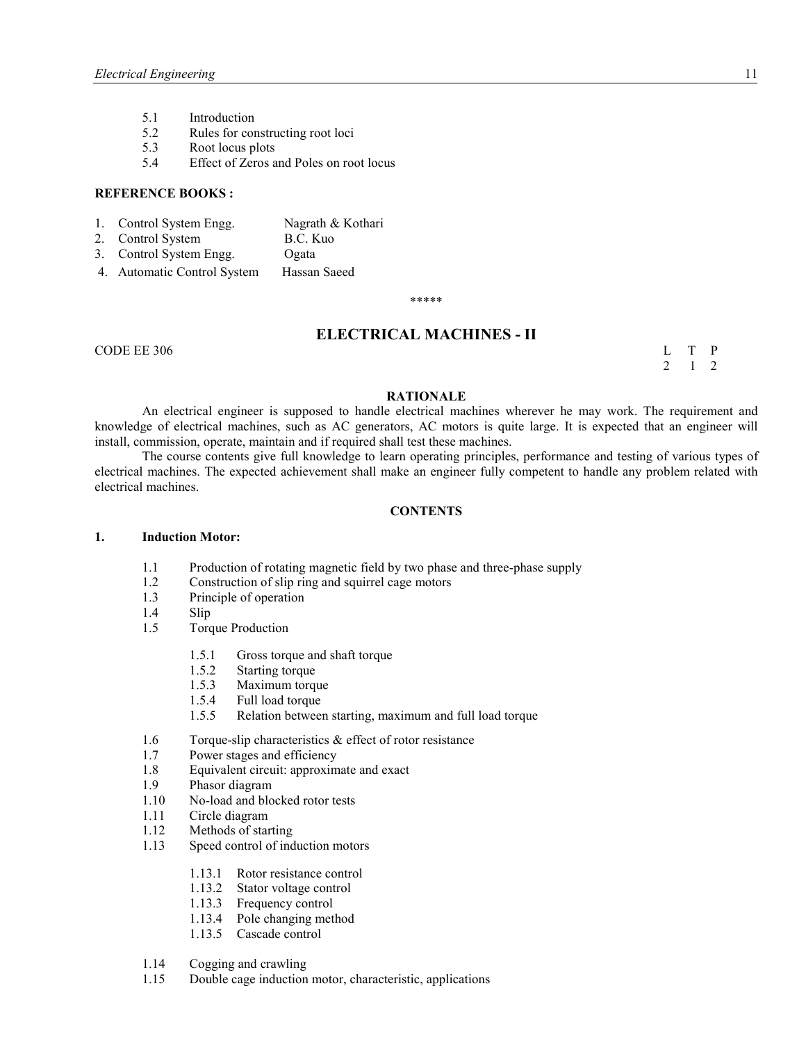5.1 Introduction
5.2 Rules for constructing root loci
5.3 Root locus plots
5.4 Effect of Zeros and Poles on root locus

**REFERENCE BOOKS :**

1. Control System Engg. Nagrath & Kothari
2. Control System B.C. Kuo
3. Control System Engg. Ogata
4. Automatic Control System Hassan Saeed

*****

## ELECTRICAL MACHINES - II

CODE EE 306

| L | T | P |
|---|---|---|
| 2 | 1 | 2 |

**RATIONALE**

An electrical engineer is supposed to handle electrical machines wherever he may work. The requirement and knowledge of electrical machines, such as AC generators, AC motors is quite large. It is expected that an engineer will install, commission, operate, maintain and if required shall test these machines.

The course contents give full knowledge to learn operating principles, performance and testing of various types of electrical machines. The expected achievement shall make an engineer fully competent to handle any problem related with electrical machines.

**CONTENTS**

**1. Induction Motor:**

1.1 Production of rotating magnetic field by two phase and three-phase supply
1.2 Construction of slip ring and squirrel cage motors
1.3 Principle of operation
1.4 Slip
1.5 Torque Production

  1.5.1 Gross torque and shaft torque
  1.5.2 Starting torque
  1.5.3 Maximum torque
  1.5.4 Full load torque
  1.5.5 Relation between starting, maximum and full load torque

1.6 Torque-slip characteristics & effect of rotor resistance
1.7 Power stages and efficiency
1.8 Equivalent circuit: approximate and exact
1.9 Phasor diagram
1.10 No-load and blocked rotor tests
1.11 Circle diagram
1.12 Methods of starting
1.13 Speed control of induction motors

  1.13.1 Rotor resistance control
  1.13.2 Stator voltage control
  1.13.3 Frequency control
  1.13.4 Pole changing method
  1.13.5 Cascade control

1.14 Cogging and crawling
1.15 Double cage induction motor, characteristic, applications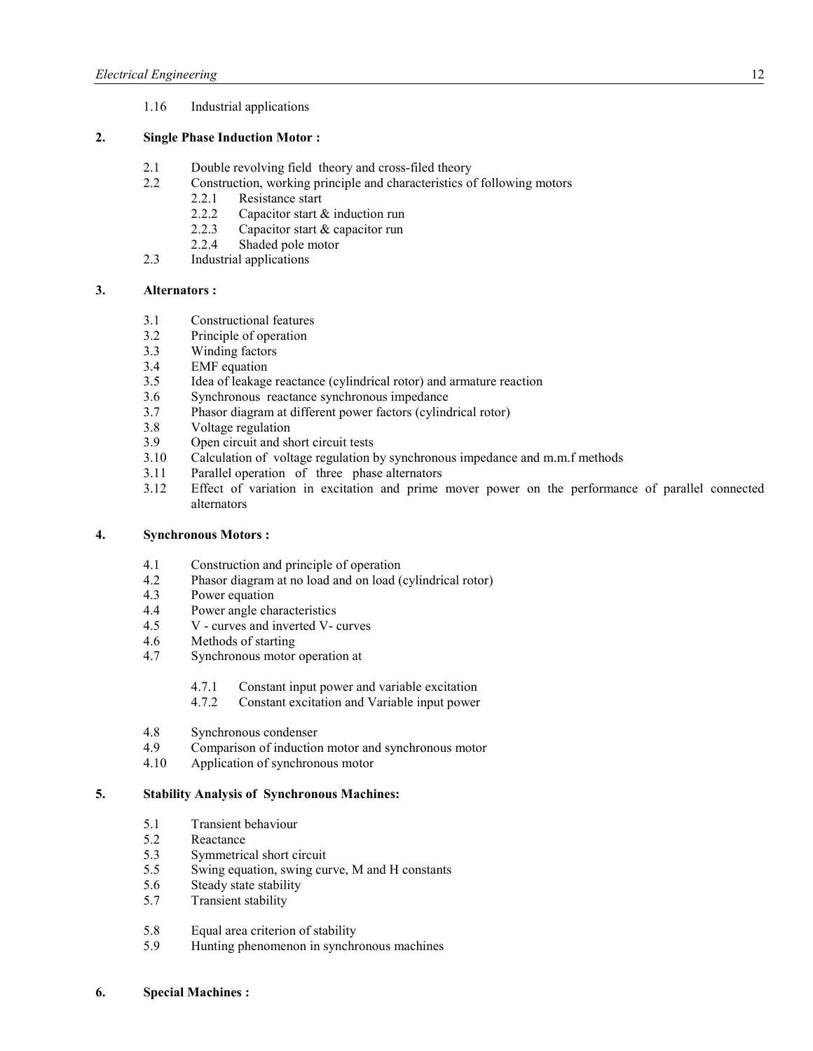1.16 Industrial applications

**2. Single Phase Induction Motor :**

- 2.1 Double revolving field theory and cross-filed theory
- 2.2 Construction, working principle and characteristics of following motors
  - 2.2.1 Resistance start
  - 2.2.2 Capacitor start & induction run
  - 2.2.3 Capacitor start & capacitor run
  - 2.2.4 Shaded pole motor
- 2.3 Industrial applications

**3. Alternators :**

- 3.1 Constructional features
- 3.2 Principle of operation
- 3.3 Winding factors
- 3.4 EMF equation
- 3.5 Idea of leakage reactance (cylindrical rotor) and armature reaction
- 3.6 Synchronous reactance synchronous impedance
- 3.7 Phasor diagram at different power factors (cylindrical rotor)
- 3.8 Voltage regulation
- 3.9 Open circuit and short circuit tests
- 3.10 Calculation of voltage regulation by synchronous impedance and m.m.f methods
- 3.11 Parallel operation of three phase alternators
- 3.12 Effect of variation in excitation and prime mover power on the performance of parallel connected alternators

**4. Synchronous Motors :**

- 4.1 Construction and principle of operation
- 4.2 Phasor diagram at no load and on load (cylindrical rotor)
- 4.3 Power equation
- 4.4 Power angle characteristics
- 4.5 V - curves and inverted V- curves
- 4.6 Methods of starting
- 4.7 Synchronous motor operation at
  - 4.7.1 Constant input power and variable excitation
  - 4.7.2 Constant excitation and Variable input power
- 4.8 Synchronous condenser
- 4.9 Comparison of induction motor and synchronous motor
- 4.10 Application of synchronous motor

**5. Stability Analysis of Synchronous Machines:**

- 5.1 Transient behaviour
- 5.2 Reactance
- 5.3 Symmetrical short circuit
- 5.5 Swing equation, swing curve, M and H constants
- 5.6 Steady state stability
- 5.7 Transient stability
- 5.8 Equal area criterion of stability
- 5.9 Hunting phenomenon in synchronous machines

**6. Special Machines :**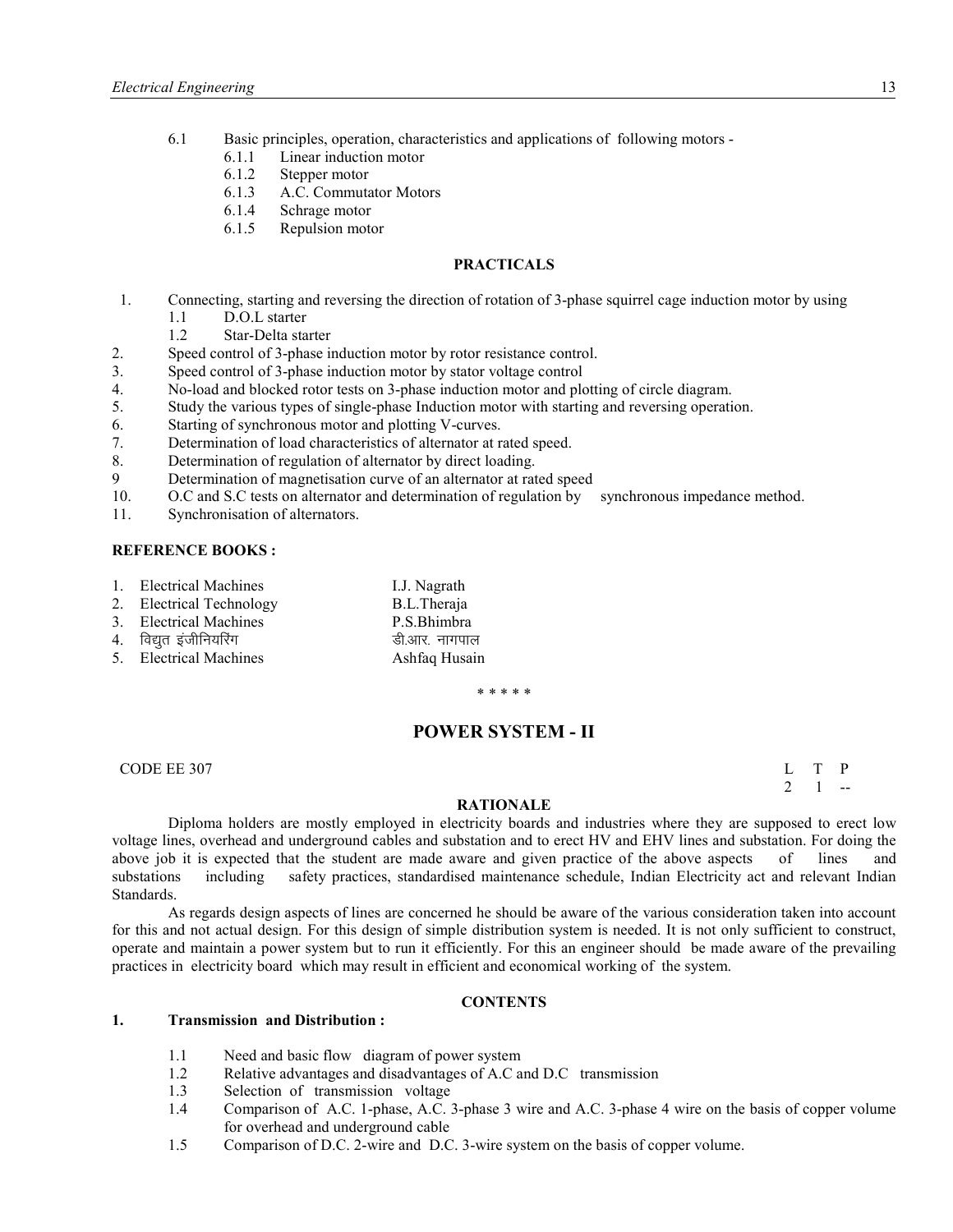6.1 Basic principles, operation, characteristics and applications of following motors -

- 6.1.1 Linear induction motor
- 6.1.2 Stepper motor
- 6.1.3 A.C. Commutator Motors
- 6.1.4 Schrage motor
- 6.1.5 Repulsion motor

## PRACTICALS

1. Connecting, starting and reversing the direction of rotation of 3-phase squirrel cage induction motor by using
   - 1.1 D.O.L starter
   - 1.2 Star-Delta starter
2. Speed control of 3-phase induction motor by rotor resistance control.
3. Speed control of 3-phase induction motor by stator voltage control
4. No-load and blocked rotor tests on 3-phase induction motor and plotting of circle diagram.
5. Study the various types of single-phase Induction motor with starting and reversing operation.
6. Starting of synchronous motor and plotting V-curves.
7. Determination of load characteristics of alternator at rated speed.
8. Determination of regulation of alternator by direct loading.
9. Determination of magnetisation curve of an alternator at rated speed
10. O.C and S.C tests on alternator and determination of regulation by synchronous impedance method.
11. Synchronisation of alternators.

**REFERENCE BOOKS :**

| | |
|---|---|
| 1. Electrical Machines | I.J. Nagrath |
| 2. Electrical Technology | B.L.Theraja |
| 3. Electrical Machines | P.S.Bhimbra |
| 4. विद्युत इंजीनियरिंग | डी.आर. नागपाल |
| 5. Electrical Machines | Ashfaq Husain |

\* \* \* \* \*

## POWER SYSTEM - II

CODE EE 307

| L | T | P |
|---|---|---|
| 2 | 1 | -- |

**RATIONALE**

Diploma holders are mostly employed in electricity boards and industries where they are supposed to erect low voltage lines, overhead and underground cables and substation and to erect HV and EHV lines and substation. For doing the above job it is expected that the student are made aware and given practice of the above aspects of lines and substations including safety practices, standardised maintenance schedule, Indian Electricity act and relevant Indian Standards.

As regards design aspects of lines are concerned he should be aware of the various consideration taken into account for this and not actual design. For this design of simple distribution system is needed. It is not only sufficient to construct, operate and maintain a power system but to run it efficiently. For this an engineer should be made aware of the prevailing practices in electricity board which may result in efficient and economical working of the system.

**CONTENTS**

**1. Transmission and Distribution :**

- 1.1 Need and basic flow diagram of power system
- 1.2 Relative advantages and disadvantages of A.C and D.C transmission
- 1.3 Selection of transmission voltage
- 1.4 Comparison of A.C. 1-phase, A.C. 3-phase 3 wire and A.C. 3-phase 4 wire on the basis of copper volume for overhead and underground cable
- 1.5 Comparison of D.C. 2-wire and D.C. 3-wire system on the basis of copper volume.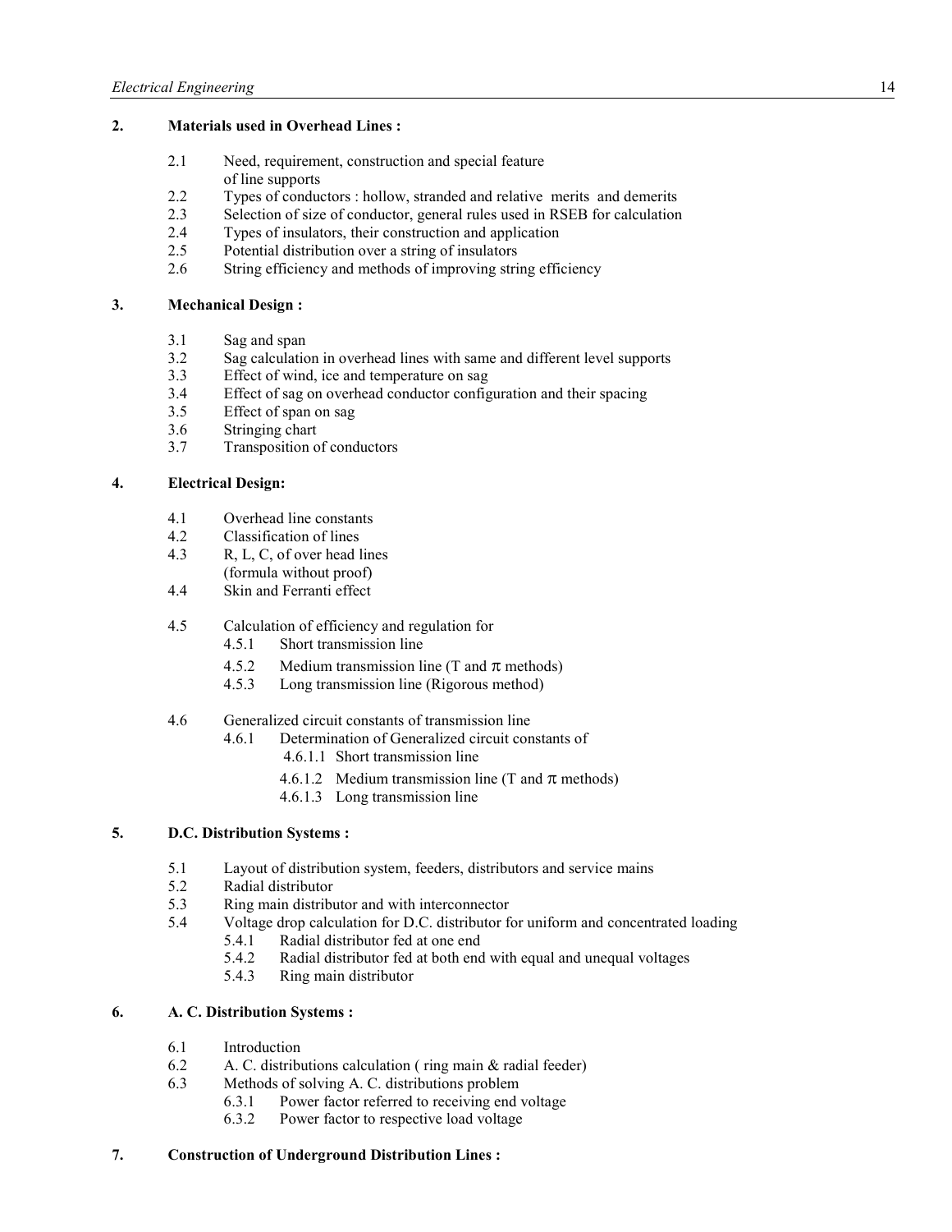## 2. Materials used in Overhead Lines :

- 2.1 Need, requirement, construction and special feature of line supports
- 2.2 Types of conductors : hollow, stranded and relative merits and demerits
- 2.3 Selection of size of conductor, general rules used in RSEB for calculation
- 2.4 Types of insulators, their construction and application
- 2.5 Potential distribution over a string of insulators
- 2.6 String efficiency and methods of improving string efficiency

## 3. Mechanical Design :

- 3.1 Sag and span
- 3.2 Sag calculation in overhead lines with same and different level supports
- 3.3 Effect of wind, ice and temperature on sag
- 3.4 Effect of sag on overhead conductor configuration and their spacing
- 3.5 Effect of span on sag
- 3.6 Stringing chart
- 3.7 Transposition of conductors

## 4. Electrical Design:

- 4.1 Overhead line constants
- 4.2 Classification of lines
- 4.3 R, L, C, of over head lines (formula without proof)
- 4.4 Skin and Ferranti effect
- 4.5 Calculation of efficiency and regulation for
  - 4.5.1 Short transmission line
  - 4.5.2 Medium transmission line (T and $\pi$ methods)
  - 4.5.3 Long transmission line (Rigorous method)
- 4.6 Generalized circuit constants of transmission line
  - 4.6.1 Determination of Generalized circuit constants of
    - 4.6.1.1 Short transmission line
    - 4.6.1.2 Medium transmission line (T and $\pi$ methods)
    - 4.6.1.3 Long transmission line

## 5. D.C. Distribution Systems :

- 5.1 Layout of distribution system, feeders, distributors and service mains
- 5.2 Radial distributor
- 5.3 Ring main distributor and with interconnector
- 5.4 Voltage drop calculation for D.C. distributor for uniform and concentrated loading
  - 5.4.1 Radial distributor fed at one end
  - 5.4.2 Radial distributor fed at both end with equal and unequal voltages
  - 5.4.3 Ring main distributor

## 6. A. C. Distribution Systems :

- 6.1 Introduction
- 6.2 A. C. distributions calculation ( ring main & radial feeder)
- 6.3 Methods of solving A. C. distributions problem
  - 6.3.1 Power factor referred to receiving end voltage
  - 6.3.2 Power factor to respective load voltage

## 7. Construction of Underground Distribution Lines :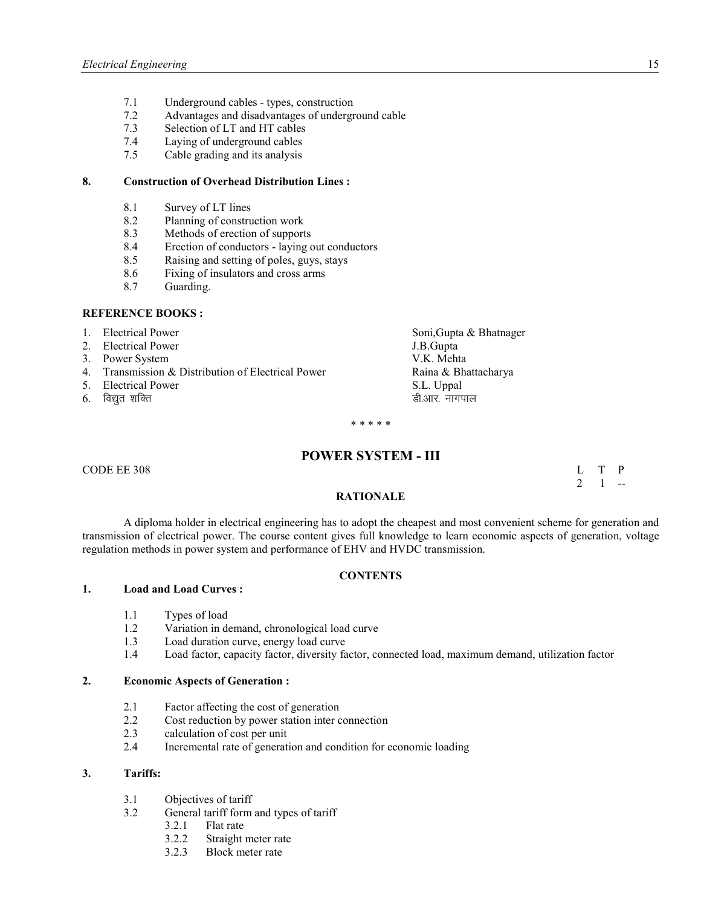7.1 Underground cables - types, construction
7.2 Advantages and disadvantages of underground cable
7.3 Selection of LT and HT cables
7.4 Laying of underground cables
7.5 Cable grading and its analysis

**8. Construction of Overhead Distribution Lines :**

8.1 Survey of LT lines
8.2 Planning of construction work
8.3 Methods of erection of supports
8.4 Erection of conductors - laying out conductors
8.5 Raising and setting of poles, guys, stays
8.6 Fixing of insulators and cross arms
8.7 Guarding.

**REFERENCE BOOKS :**

| | |
|---|---|
| 1. Electrical Power | Soni,Gupta & Bhatnager |
| 2. Electrical Power | J.B.Gupta |
| 3. Power System | V.K. Mehta |
| 4. Transmission & Distribution of Electrical Power | Raina & Bhattacharya |
| 5. Electrical Power | S.L. Uppal |
| 6. विद्युत शक्ति | डी.आर. नागपाल |

\* \* \* \* \*

## POWER SYSTEM - III

CODE EE 308

| L | T | P |
|---|---|---|
| 2 | 1 | -- |

### RATIONALE

A diploma holder in electrical engineering has to adopt the cheapest and most convenient scheme for generation and transmission of electrical power. The course content gives full knowledge to learn economic aspects of generation, voltage regulation methods in power system and performance of EHV and HVDC transmission.

### CONTENTS

**1. Load and Load Curves :**

1.1 Types of load
1.2 Variation in demand, chronological load curve
1.3 Load duration curve, energy load curve
1.4 Load factor, capacity factor, diversity factor, connected load, maximum demand, utilization factor

**2. Economic Aspects of Generation :**

2.1 Factor affecting the cost of generation
2.2 Cost reduction by power station inter connection
2.3 calculation of cost per unit
2.4 Incremental rate of generation and condition for economic loading

**3. Tariffs:**

3.1 Objectives of tariff
3.2 General tariff form and types of tariff
   3.2.1 Flat rate
   3.2.2 Straight meter rate
   3.2.3 Block meter rate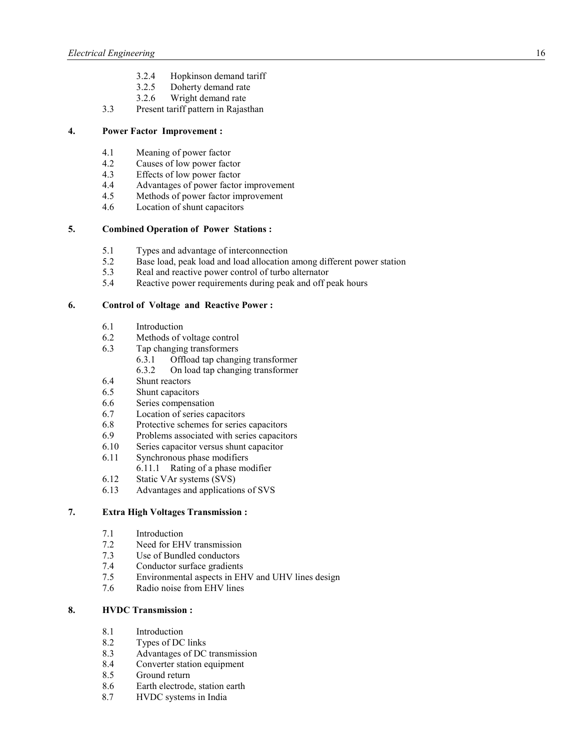- 3.2.4 Hopkinson demand tariff
- 3.2.5 Doherty demand rate
- 3.2.6 Wright demand rate

3.3 Present tariff pattern in Rajasthan

## 4. Power Factor Improvement :

- 4.1 Meaning of power factor
- 4.2 Causes of low power factor
- 4.3 Effects of low power factor
- 4.4 Advantages of power factor improvement
- 4.5 Methods of power factor improvement
- 4.6 Location of shunt capacitors

## 5. Combined Operation of Power Stations :

- 5.1 Types and advantage of interconnection
- 5.2 Base load, peak load and load allocation among different power station
- 5.3 Real and reactive power control of turbo alternator
- 5.4 Reactive power requirements during peak and off peak hours

## 6. Control of Voltage and Reactive Power :

- 6.1 Introduction
- 6.2 Methods of voltage control
- 6.3 Tap changing transformers
  - 6.3.1 Offload tap changing transformer
  - 6.3.2 On load tap changing transformer
- 6.4 Shunt reactors
- 6.5 Shunt capacitors
- 6.6 Series compensation
- 6.7 Location of series capacitors
- 6.8 Protective schemes for series capacitors
- 6.9 Problems associated with series capacitors
- 6.10 Series capacitor versus shunt capacitor
- 6.11 Synchronous phase modifiers
  - 6.11.1 Rating of a phase modifier
- 6.12 Static VAr systems (SVS)
- 6.13 Advantages and applications of SVS

## 7. Extra High Voltages Transmission :

- 7.1 Introduction
- 7.2 Need for EHV transmission
- 7.3 Use of Bundled conductors
- 7.4 Conductor surface gradients
- 7.5 Environmental aspects in EHV and UHV lines design
- 7.6 Radio noise from EHV lines

## 8. HVDC Transmission :

- 8.1 Introduction
- 8.2 Types of DC links
- 8.3 Advantages of DC transmission
- 8.4 Converter station equipment
- 8.5 Ground return
- 8.6 Earth electrode, station earth
- 8.7 HVDC systems in India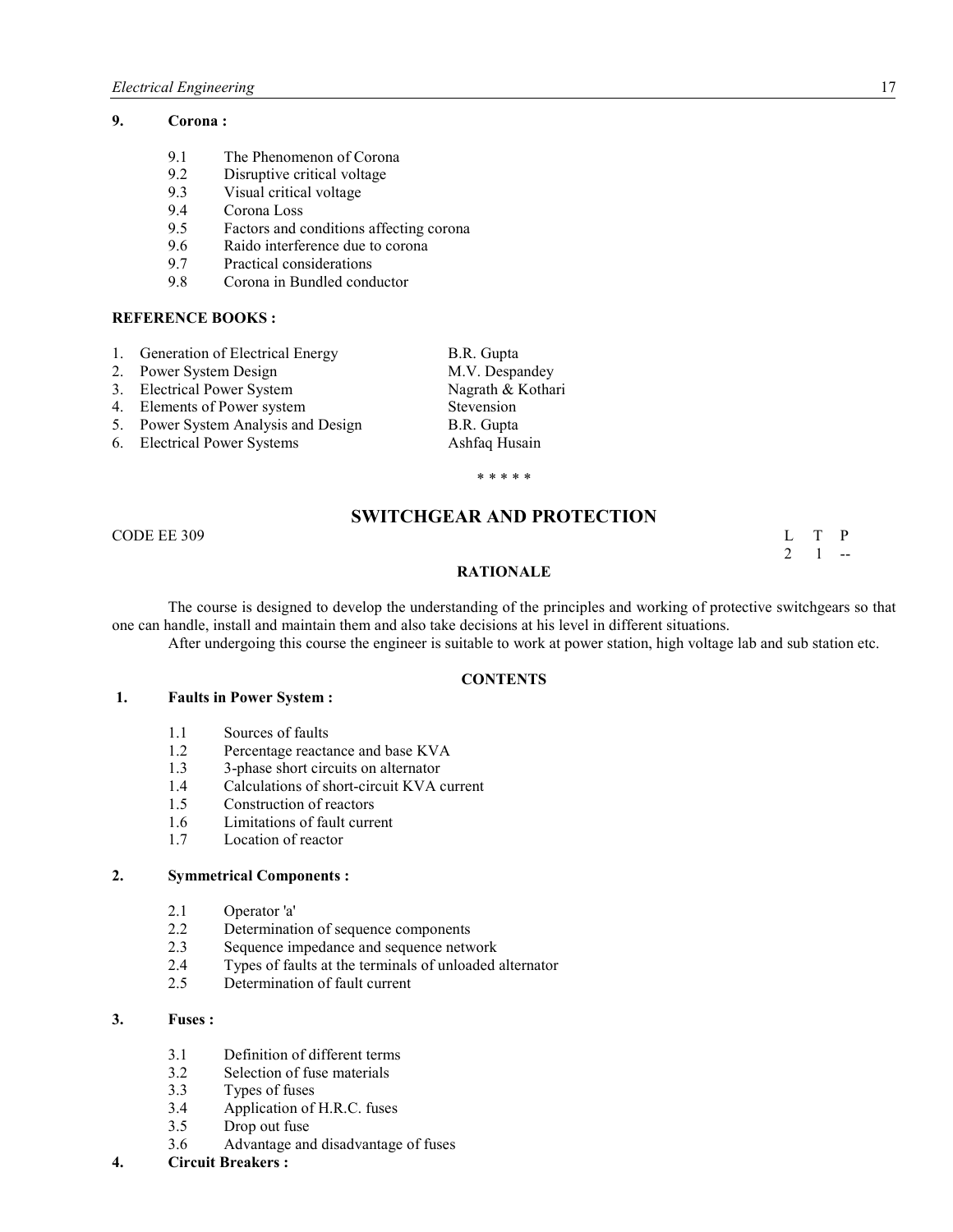**9. Corona :**

- 9.1 The Phenomenon of Corona
- 9.2 Disruptive critical voltage
- 9.3 Visual critical voltage
- 9.4 Corona Loss
- 9.5 Factors and conditions affecting corona
- 9.6 Raido interference due to corona
- 9.7 Practical considerations
- 9.8 Corona in Bundled conductor

**REFERENCE BOOKS :**

| | | |
|---|---|---|
| 1. | Generation of Electrical Energy | B.R. Gupta |
| 2. | Power System Design | M.V. Despandey |
| 3. | Electrical Power System | Nagrath & Kothari |
| 4. | Elements of Power system | Stevension |
| 5. | Power System Analysis and Design | B.R. Gupta |
| 6. | Electrical Power Systems | Ashfaq Husain |

\* \* \* \* \*

## SWITCHGEAR AND PROTECTION

CODE EE 309

| L | T | P |
|---|---|---|
| 2 | 1 | -- |

**RATIONALE**

The course is designed to develop the understanding of the principles and working of protective switchgears so that one can handle, install and maintain them and also take decisions at his level in different situations.

After undergoing this course the engineer is suitable to work at power station, high voltage lab and sub station etc.

**CONTENTS**

**1. Faults in Power System :**

- 1.1 Sources of faults
- 1.2 Percentage reactance and base KVA
- 1.3 3-phase short circuits on alternator
- 1.4 Calculations of short-circuit KVA current
- 1.5 Construction of reactors
- 1.6 Limitations of fault current
- 1.7 Location of reactor

**2. Symmetrical Components :**

- 2.1 Operator 'a'
- 2.2 Determination of sequence components
- 2.3 Sequence impedance and sequence network
- 2.4 Types of faults at the terminals of unloaded alternator
- 2.5 Determination of fault current

**3. Fuses :**

- 3.1 Definition of different terms
- 3.2 Selection of fuse materials
- 3.3 Types of fuses
- 3.4 Application of H.R.C. fuses
- 3.5 Drop out fuse
- 3.6 Advantage and disadvantage of fuses

**4. Circuit Breakers :**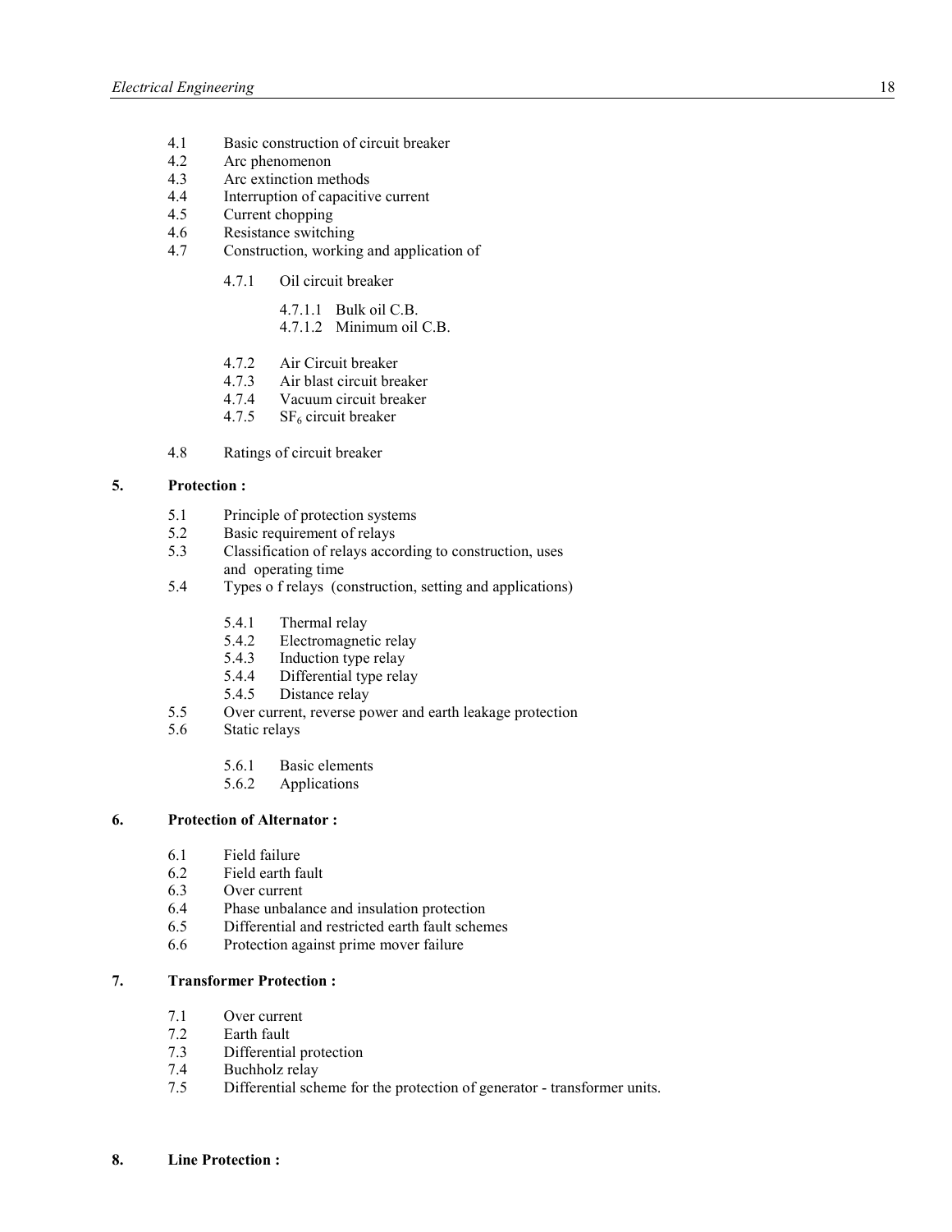- 4.1 Basic construction of circuit breaker
- 4.2 Arc phenomenon
- 4.3 Arc extinction methods
- 4.4 Interruption of capacitive current
- 4.5 Current chopping
- 4.6 Resistance switching
- 4.7 Construction, working and application of
  - 4.7.1 Oil circuit breaker
    - 4.7.1.1 Bulk oil C.B.
    - 4.7.1.2 Minimum oil C.B.
  - 4.7.2 Air Circuit breaker
  - 4.7.3 Air blast circuit breaker
  - 4.7.4 Vacuum circuit breaker
  - 4.7.5 $SF_6$ circuit breaker
- 4.8 Ratings of circuit breaker

**5. Protection :**

- 5.1 Principle of protection systems
- 5.2 Basic requirement of relays
- 5.3 Classification of relays according to construction, uses and operating time
- 5.4 Types o f relays (construction, setting and applications)
  - 5.4.1 Thermal relay
  - 5.4.2 Electromagnetic relay
  - 5.4.3 Induction type relay
  - 5.4.4 Differential type relay
  - 5.4.5 Distance relay
- 5.5 Over current, reverse power and earth leakage protection
- 5.6 Static relays
  - 5.6.1 Basic elements
  - 5.6.2 Applications

**6. Protection of Alternator :**

- 6.1 Field failure
- 6.2 Field earth fault
- 6.3 Over current
- 6.4 Phase unbalance and insulation protection
- 6.5 Differential and restricted earth fault schemes
- 6.6 Protection against prime mover failure

**7. Transformer Protection :**

- 7.1 Over current
- 7.2 Earth fault
- 7.3 Differential protection
- 7.4 Buchholz relay
- 7.5 Differential scheme for the protection of generator - transformer units.

**8. Line Protection :**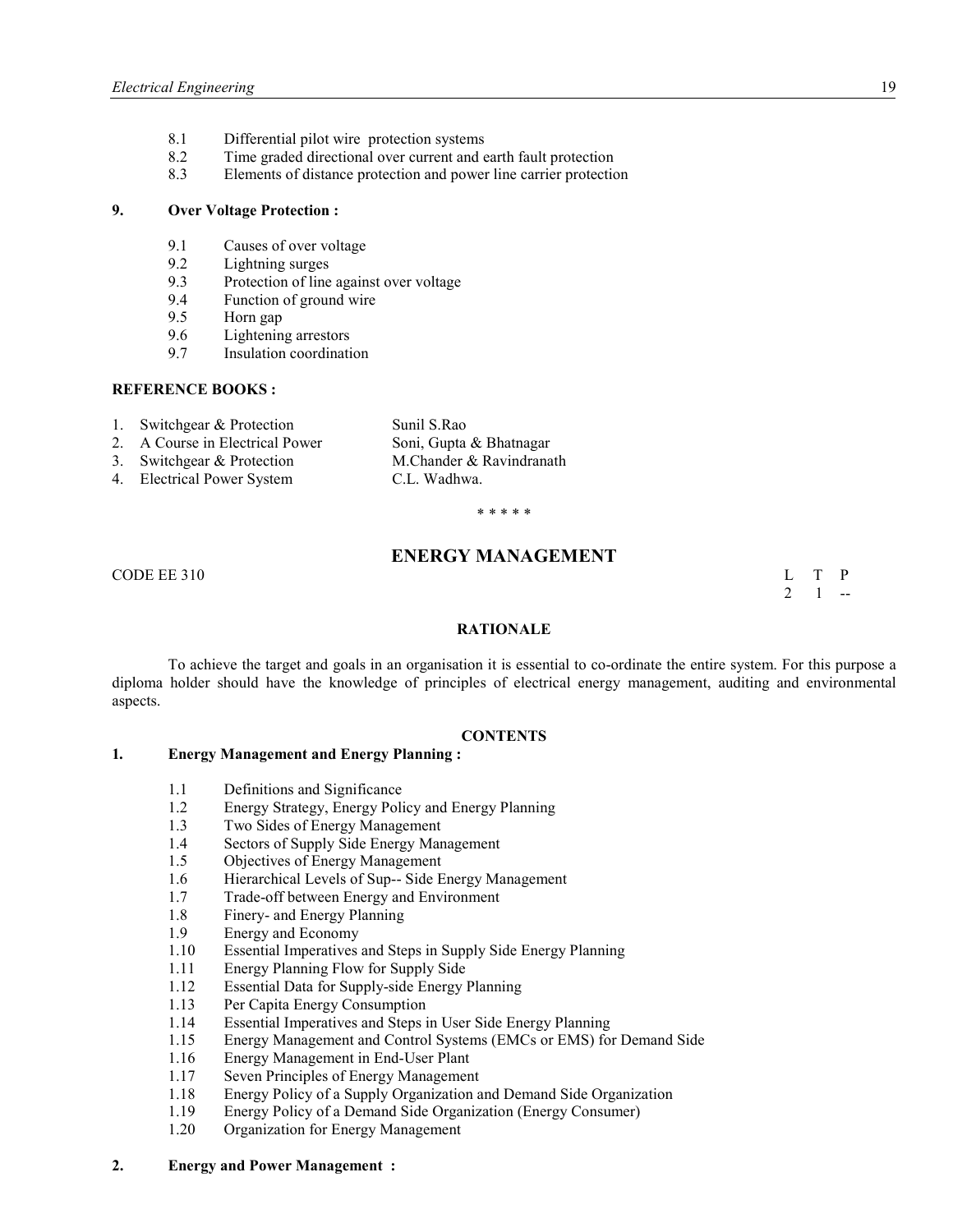8.1 Differential pilot wire protection systems
8.2 Time graded directional over current and earth fault protection
8.3 Elements of distance protection and power line carrier protection

**9. Over Voltage Protection :**

9.1 Causes of over voltage
9.2 Lightning surges
9.3 Protection of line against over voltage
9.4 Function of ground wire
9.5 Horn gap
9.6 Lightening arrestors
9.7 Insulation coordination

**REFERENCE BOOKS :**

| | | |
|---|---|---|
| 1. | Switchgear & Protection | Sunil S.Rao |
| 2. | A Course in Electrical Power | Soni, Gupta & Bhatnagar |
| 3. | Switchgear & Protection | M.Chander & Ravindranath |
| 4. | Electrical Power System | C.L. Wadhwa. |

\* \* \* \* \*

## ENERGY MANAGEMENT

CODE EE 310

| L | T | P |
|---|---|---|
| 2 | 1 | -- |

**RATIONALE**

To achieve the target and goals in an organisation it is essential to co-ordinate the entire system. For this purpose a diploma holder should have the knowledge of principles of electrical energy management, auditing and environmental aspects.

**CONTENTS**

**1. Energy Management and Energy Planning :**

1.1 Definitions and Significance
1.2 Energy Strategy, Energy Policy and Energy Planning
1.3 Two Sides of Energy Management
1.4 Sectors of Supply Side Energy Management
1.5 Objectives of Energy Management
1.6 Hierarchical Levels of Sup-- Side Energy Management
1.7 Trade-off between Energy and Environment
1.8 Finery- and Energy Planning
1.9 Energy and Economy
1.10 Essential Imperatives and Steps in Supply Side Energy Planning
1.11 Energy Planning Flow for Supply Side
1.12 Essential Data for Supply-side Energy Planning
1.13 Per Capita Energy Consumption
1.14 Essential Imperatives and Steps in User Side Energy Planning
1.15 Energy Management and Control Systems (EMCs or EMS) for Demand Side
1.16 Energy Management in End-User Plant
1.17 Seven Principles of Energy Management
1.18 Energy Policy of a Supply Organization and Demand Side Organization
1.19 Energy Policy of a Demand Side Organization (Energy Consumer)
1.20 Organization for Energy Management

**2. Energy and Power Management :**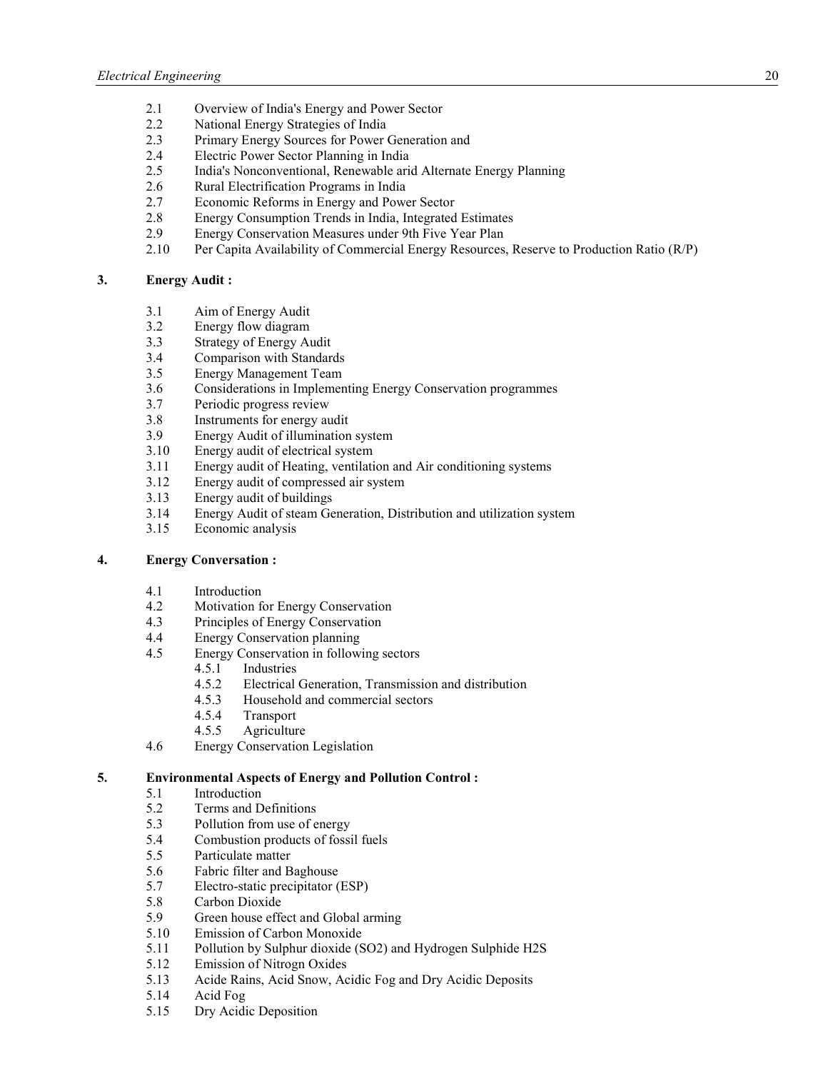2.1 Overview of India's Energy and Power Sector
2.2 National Energy Strategies of India
2.3 Primary Energy Sources for Power Generation and
2.4 Electric Power Sector Planning in India
2.5 India's Nonconventional, Renewable arid Alternate Energy Planning
2.6 Rural Electrification Programs in India
2.7 Economic Reforms in Energy and Power Sector
2.8 Energy Consumption Trends in India, Integrated Estimates
2.9 Energy Conservation Measures under 9th Five Year Plan
2.10 Per Capita Availability of Commercial Energy Resources, Reserve to Production Ratio (R/P)

**3. Energy Audit :**

3.1 Aim of Energy Audit
3.2 Energy flow diagram
3.3 Strategy of Energy Audit
3.4 Comparison with Standards
3.5 Energy Management Team
3.6 Considerations in Implementing Energy Conservation programmes
3.7 Periodic progress review
3.8 Instruments for energy audit
3.9 Energy Audit of illumination system
3.10 Energy audit of electrical system
3.11 Energy audit of Heating, ventilation and Air conditioning systems
3.12 Energy audit of compressed air system
3.13 Energy audit of buildings
3.14 Energy Audit of steam Generation, Distribution and utilization system
3.15 Economic analysis

**4. Energy Conversation :**

4.1 Introduction
4.2 Motivation for Energy Conservation
4.3 Principles of Energy Conservation
4.4 Energy Conservation planning
4.5 Energy Conservation in following sectors
  4.5.1 Industries
  4.5.2 Electrical Generation, Transmission and distribution
  4.5.3 Household and commercial sectors
  4.5.4 Transport
  4.5.5 Agriculture
4.6 Energy Conservation Legislation

**5. Environmental Aspects of Energy and Pollution Control :**

5.1 Introduction
5.2 Terms and Definitions
5.3 Pollution from use of energy
5.4 Combustion products of fossil fuels
5.5 Particulate matter
5.6 Fabric filter and Baghouse
5.7 Electro-static precipitator (ESP)
5.8 Carbon Dioxide
5.9 Green house effect and Global arming
5.10 Emission of Carbon Monoxide
5.11 Pollution by Sulphur dioxide (SO2) and Hydrogen Sulphide H2S
5.12 Emission of Nitrogn Oxides
5.13 Acide Rains, Acid Snow, Acidic Fog and Dry Acidic Deposits
5.14 Acid Fog
5.15 Dry Acidic Deposition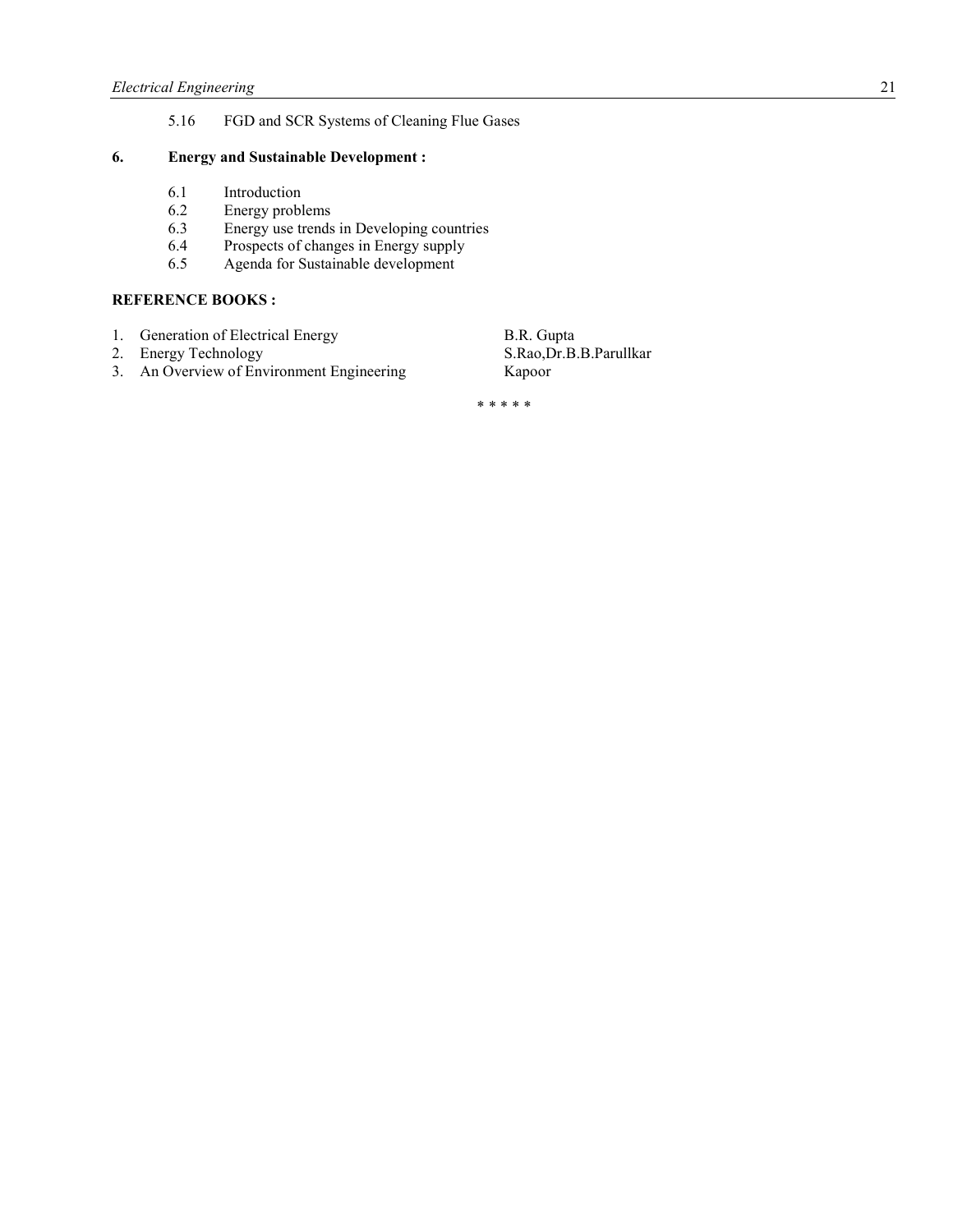5.16 FGD and SCR Systems of Cleaning Flue Gases

**6. Energy and Sustainable Development :**

6.1 Introduction
6.2 Energy problems
6.3 Energy use trends in Developing countries
6.4 Prospects of changes in Energy supply
6.5 Agenda for Sustainable development

**REFERENCE BOOKS :**

| | | |
|---|---|---|
| 1. | Generation of Electrical Energy | B.R. Gupta |
| 2. | Energy Technology | S.Rao,Dr.B.B.Parullkar |
| 3. | An Overview of Environment Engineering | Kapoor |

* * * * *